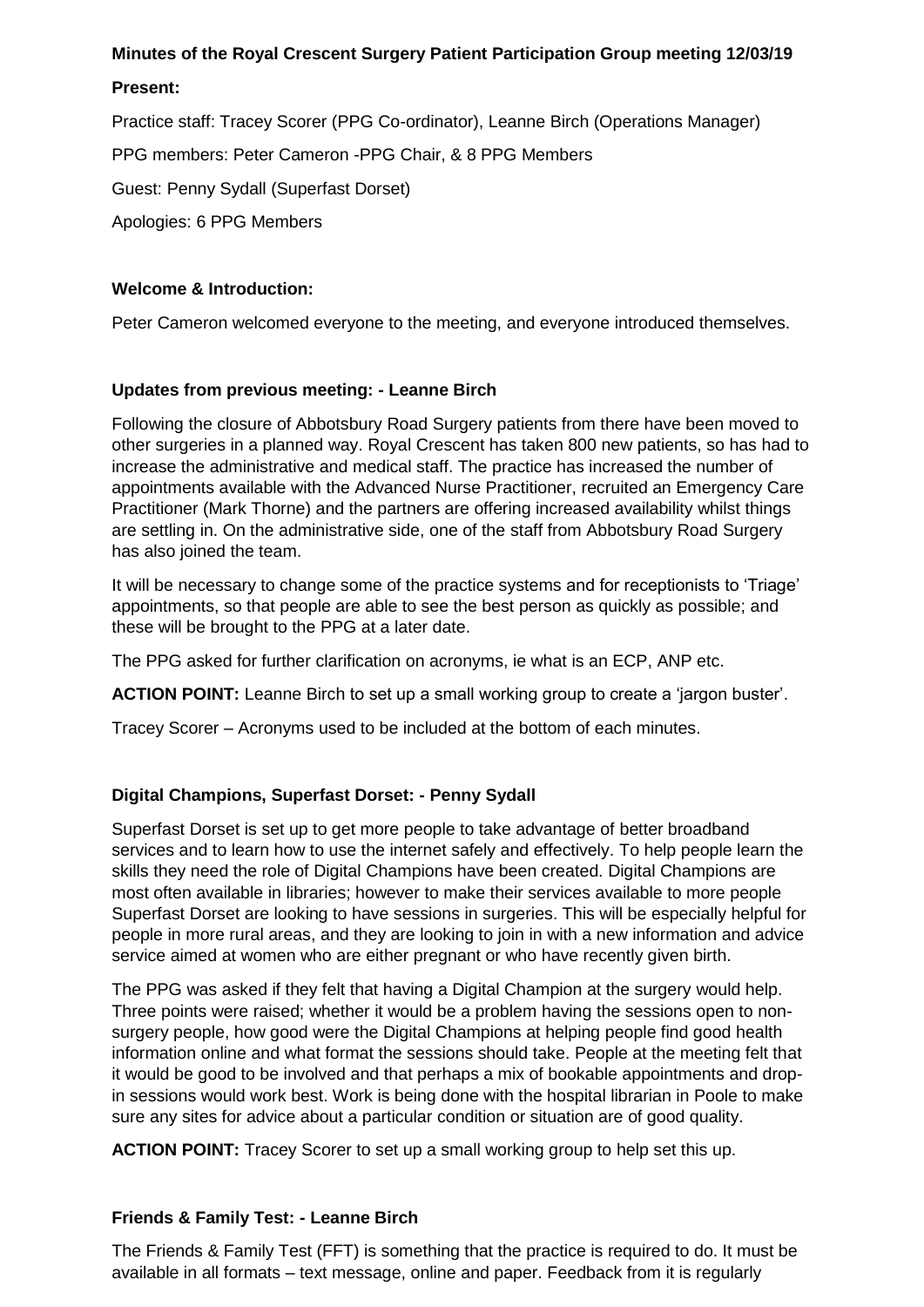**Minutes of the Royal Crescent Surgery Patient Participation Group meeting 12/03/19**

**Present:**

Practice staff: Tracey Scorer (PPG Co-ordinator), Leanne Birch (Operations Manager)

PPG members: Peter Cameron -PPG Chair, & 8 PPG Members

Guest: Penny Sydall (Superfast Dorset)

Apologies: 6 PPG Members

**Welcome & Introduction:**

Peter Cameron welcomed everyone to the meeting, and everyone introduced themselves.

**Updates from previous meeting: - Leanne Birch**

Following the closure of Abbotsbury Road Surgery patients from there have been moved to other surgeries in a planned way. Royal Crescent has taken 800 new patients, so has had to increase the administrative and medical staff. The practice has increased the number of appointments available with the Advanced Nurse Practitioner, recruited an Emergency Care Practitioner (Mark Thorne) and the partners are offering increased availability whilst things are settling in. On the administrative side, one of the staff from Abbotsbury Road Surgery has also joined the team.

It will be necessary to change some of the practice systems and for receptionists to 'Triage' appointments, so that people are able to see the best person as quickly as possible; and these will be brought to the PPG at a later date.

The PPG asked for further clarification on acronyms, ie what is an ECP, ANP etc.

**ACTION POINT:** Leanne Birch to set up a small working group to create a 'jargon buster'.

Tracey Scorer – Acronyms used to be included at the bottom of each minutes.

**Digital Champions, Superfast Dorset: - Penny Sydall**

Superfast Dorset is set up to get more people to take advantage of better broadband services and to learn how to use the internet safely and effectively. To help people learn the skills they need the role of Digital Champions have been created. Digital Champions are most often available in libraries; however to make their services available to more people Superfast Dorset are looking to have sessions in surgeries. This will be especially helpful for people in more rural areas, and they are looking to join in with a new information and advice service aimed at women who are either pregnant or who have recently given birth.

The PPG was asked if they felt that having a Digital Champion at the surgery would help. Three points were raised; whether it would be a problem having the sessions open to non-surgery people, how good were the Digital Champions at helping people find good health information online and what format the sessions should take. People at the meeting felt that it would be good to be involved and that perhaps a mix of bookable appointments and drop-in sessions would work best. Work is being done with the hospital librarian in Poole to make sure any sites for advice about a particular condition or situation are of good quality.

**ACTION POINT:** Tracey Scorer to set up a small working group to help set this up.

**Friends & Family Test: - Leanne Birch**

The Friends & Family Test (FFT) is something that the practice is required to do. It must be available in all formats – text message, online and paper. Feedback from it is regularly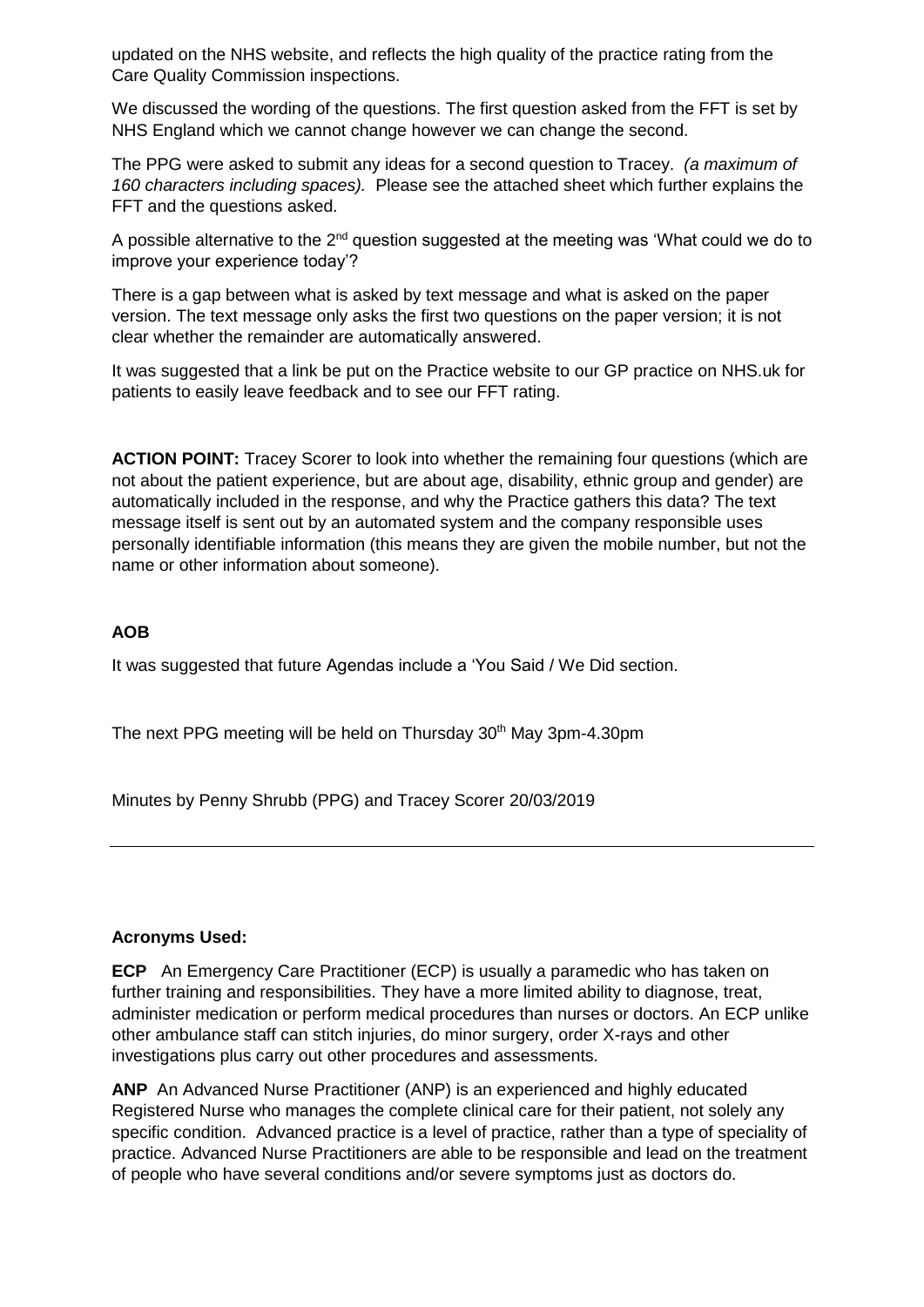updated on the NHS website, and reflects the high quality of the practice rating from the Care Quality Commission inspections.

We discussed the wording of the questions. The first question asked from the FFT is set by NHS England which we cannot change however we can change the second.

The PPG were asked to submit any ideas for a second question to Tracey. *(a maximum of 160 characters including spaces).* Please see the attached sheet which further explains the FFT and the questions asked.

A possible alternative to the 2nd question suggested at the meeting was 'What could we do to improve your experience today'?

There is a gap between what is asked by text message and what is asked on the paper version. The text message only asks the first two questions on the paper version; it is not clear whether the remainder are automatically answered.

It was suggested that a link be put on the Practice website to our GP practice on NHS.uk for patients to easily leave feedback and to see our FFT rating.

**ACTION POINT:** Tracey Scorer to look into whether the remaining four questions (which are not about the patient experience, but are about age, disability, ethnic group and gender) are automatically included in the response, and why the Practice gathers this data? The text message itself is sent out by an automated system and the company responsible uses personally identifiable information (this means they are given the mobile number, but not the name or other information about someone).

**AOB**

It was suggested that future Agendas include a 'You Said / We Did section.

The next PPG meeting will be held on Thursday 30th May 3pm-4.30pm

Minutes by Penny Shrubb (PPG) and Tracey Scorer 20/03/2019

---

**Acronyms Used:**

**ECP** An Emergency Care Practitioner (ECP) is usually a paramedic who has taken on further training and responsibilities. They have a more limited ability to diagnose, treat, administer medication or perform medical procedures than nurses or doctors. An ECP unlike other ambulance staff can stitch injuries, do minor surgery, order X-rays and other investigations plus carry out other procedures and assessments.

**ANP** An Advanced Nurse Practitioner (ANP) is an experienced and highly educated Registered Nurse who manages the complete clinical care for their patient, not solely any specific condition. Advanced practice is a level of practice, rather than a type of speciality of practice. Advanced Nurse Practitioners are able to be responsible and lead on the treatment of people who have several conditions and/or severe symptoms just as doctors do.